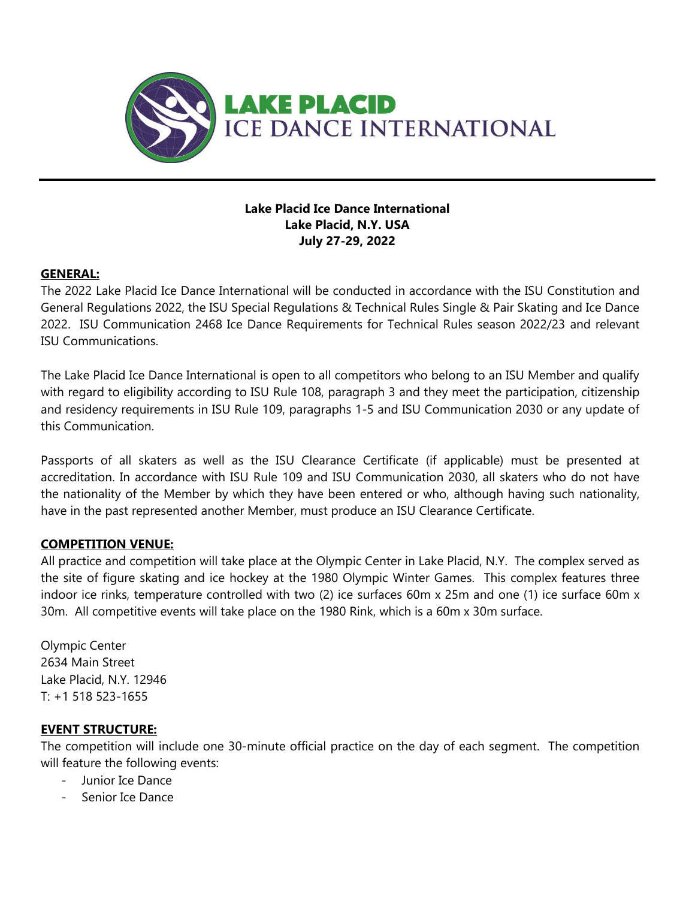**Lake Placid Ice Dance International**
**Lake Placid, N.Y. USA**
**July 27-29, 2022**

## GENERAL:

The 2022 Lake Placid Ice Dance International will be conducted in accordance with the ISU Constitution and General Regulations 2022, the ISU Special Regulations & Technical Rules Single & Pair Skating and Ice Dance 2022. ISU Communication 2468 Ice Dance Requirements for Technical Rules season 2022/23 and relevant ISU Communications.

The Lake Placid Ice Dance International is open to all competitors who belong to an ISU Member and qualify with regard to eligibility according to ISU Rule 108, paragraph 3 and they meet the participation, citizenship and residency requirements in ISU Rule 109, paragraphs 1-5 and ISU Communication 2030 or any update of this Communication.

Passports of all skaters as well as the ISU Clearance Certificate (if applicable) must be presented at accreditation. In accordance with ISU Rule 109 and ISU Communication 2030, all skaters who do not have the nationality of the Member by which they have been entered or who, although having such nationality, have in the past represented another Member, must produce an ISU Clearance Certificate.

## COMPETITION VENUE:

All practice and competition will take place at the Olympic Center in Lake Placid, N.Y. The complex served as the site of figure skating and ice hockey at the 1980 Olympic Winter Games. This complex features three indoor ice rinks, temperature controlled with two (2) ice surfaces 60m x 25m and one (1) ice surface 60m x 30m. All competitive events will take place on the 1980 Rink, which is a 60m x 30m surface.

Olympic Center
2634 Main Street
Lake Placid, N.Y. 12946
T: +1 518 523-1655

## EVENT STRUCTURE:

The competition will include one 30-minute official practice on the day of each segment. The competition will feature the following events:

- Junior Ice Dance
- Senior Ice Dance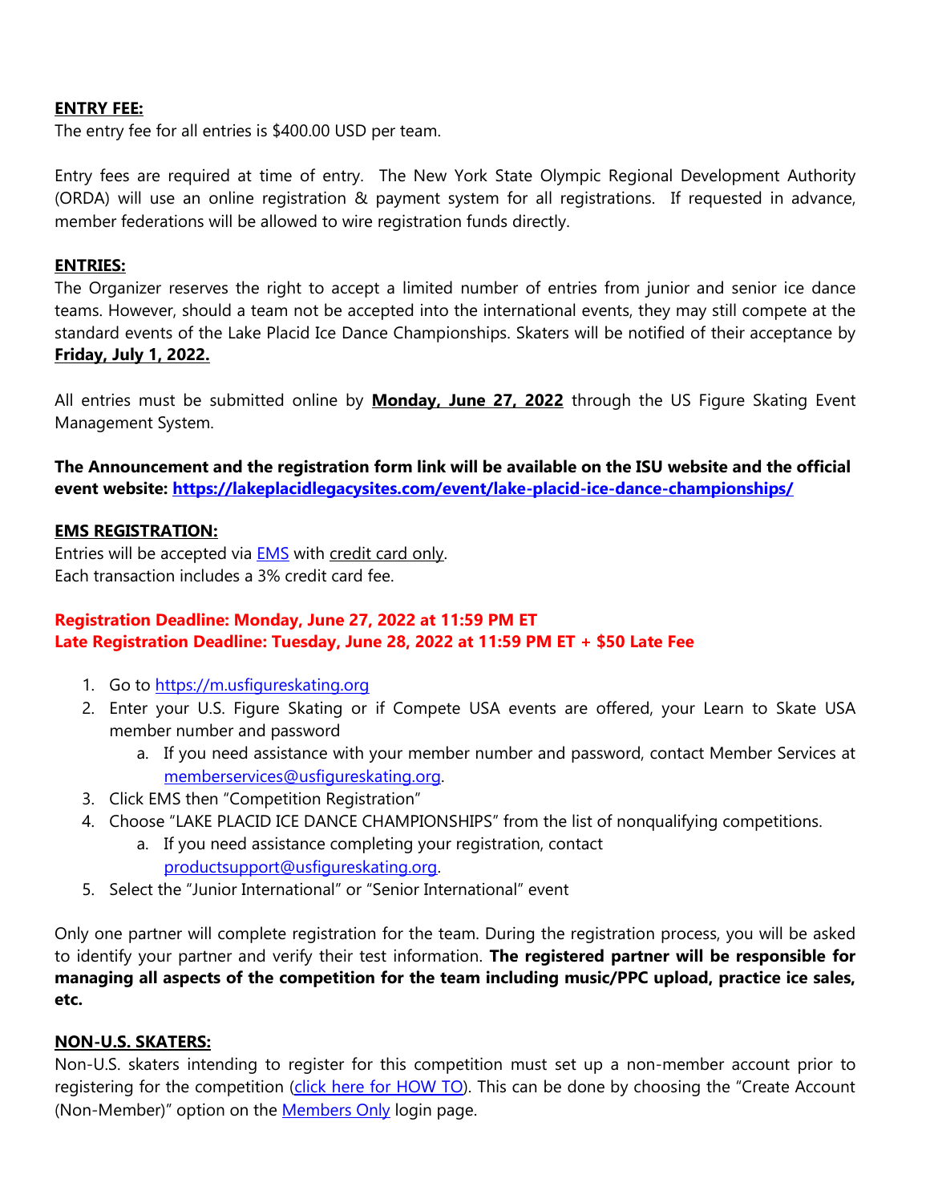**ENTRY FEE:**

The entry fee for all entries is $400.00 USD per team.

Entry fees are required at time of entry. The New York State Olympic Regional Development Authority (ORDA) will use an online registration & payment system for all registrations. If requested in advance, member federations will be allowed to wire registration funds directly.

**ENTRIES:**

The Organizer reserves the right to accept a limited number of entries from junior and senior ice dance teams. However, should a team not be accepted into the international events, they may still compete at the standard events of the Lake Placid Ice Dance Championships. Skaters will be notified of their acceptance by **Friday, July 1, 2022.**

All entries must be submitted online by **Monday, June 27, 2022** through the US Figure Skating Event Management System.

**The Announcement and the registration form link will be available on the ISU website and the official event website: https://lakeplacidlegacysites.com/event/lake-placid-ice-dance-championships/**

**EMS REGISTRATION:**

Entries will be accepted via EMS with credit card only.
Each transaction includes a 3% credit card fee.

**Registration Deadline: Monday, June 27, 2022 at 11:59 PM ET**
**Late Registration Deadline: Tuesday, June 28, 2022 at 11:59 PM ET + $50 Late Fee**

1. Go to https://m.usfigureskating.org
2. Enter your U.S. Figure Skating or if Compete USA events are offered, your Learn to Skate USA member number and password
   a. If you need assistance with your member number and password, contact Member Services at memberservices@usfigureskating.org.
3. Click EMS then "Competition Registration"
4. Choose "LAKE PLACID ICE DANCE CHAMPIONSHIPS" from the list of nonqualifying competitions.
   a. If you need assistance completing your registration, contact productsupport@usfigureskating.org.
5. Select the "Junior International" or "Senior International" event

Only one partner will complete registration for the team. During the registration process, you will be asked to identify your partner and verify their test information. **The registered partner will be responsible for managing all aspects of the competition for the team including music/PPC upload, practice ice sales, etc.**

**NON-U.S. SKATERS:**

Non-U.S. skaters intending to register for this competition must set up a non-member account prior to registering for the competition (click here for HOW TO). This can be done by choosing the "Create Account (Non-Member)" option on the Members Only login page.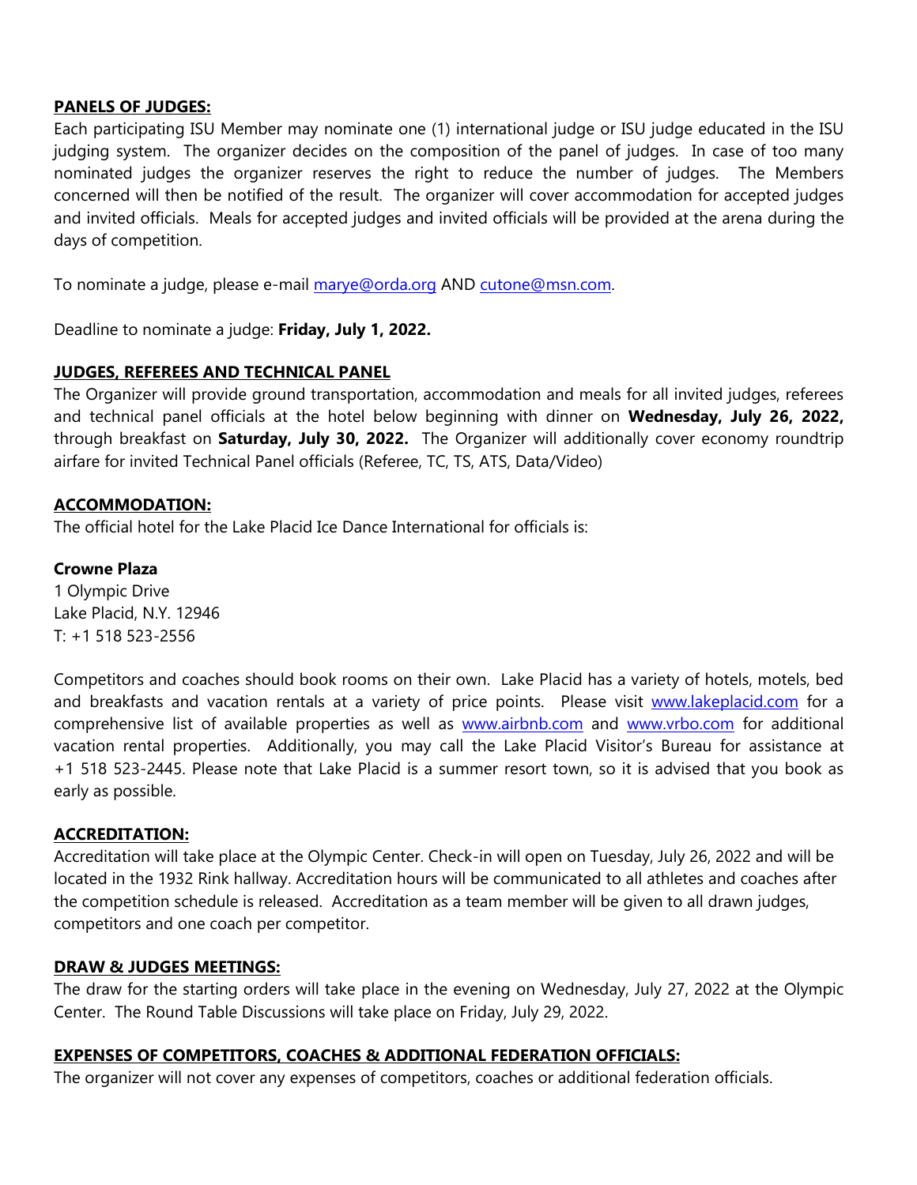## PANELS OF JUDGES:

Each participating ISU Member may nominate one (1) international judge or ISU judge educated in the ISU judging system. The organizer decides on the composition of the panel of judges. In case of too many nominated judges the organizer reserves the right to reduce the number of judges. The Members concerned will then be notified of the result. The organizer will cover accommodation for accepted judges and invited officials. Meals for accepted judges and invited officials will be provided at the arena during the days of competition.

To nominate a judge, please e-mail marye@orda.org AND cutone@msn.com.

Deadline to nominate a judge: **Friday, July 1, 2022.**

## JUDGES, REFEREES AND TECHNICAL PANEL

The Organizer will provide ground transportation, accommodation and meals for all invited judges, referees and technical panel officials at the hotel below beginning with dinner on **Wednesday, July 26, 2022,** through breakfast on **Saturday, July 30, 2022.** The Organizer will additionally cover economy roundtrip airfare for invited Technical Panel officials (Referee, TC, TS, ATS, Data/Video)

## ACCOMMODATION:

The official hotel for the Lake Placid Ice Dance International for officials is:

**Crowne Plaza**
1 Olympic Drive
Lake Placid, N.Y. 12946
T: +1 518 523-2556

Competitors and coaches should book rooms on their own. Lake Placid has a variety of hotels, motels, bed and breakfasts and vacation rentals at a variety of price points. Please visit www.lakeplacid.com for a comprehensive list of available properties as well as www.airbnb.com and www.vrbo.com for additional vacation rental properties. Additionally, you may call the Lake Placid Visitor's Bureau for assistance at +1 518 523-2445. Please note that Lake Placid is a summer resort town, so it is advised that you book as early as possible.

## ACCREDITATION:

Accreditation will take place at the Olympic Center. Check-in will open on Tuesday, July 26, 2022 and will be located in the 1932 Rink hallway. Accreditation hours will be communicated to all athletes and coaches after the competition schedule is released. Accreditation as a team member will be given to all drawn judges, competitors and one coach per competitor.

## DRAW & JUDGES MEETINGS:

The draw for the starting orders will take place in the evening on Wednesday, July 27, 2022 at the Olympic Center. The Round Table Discussions will take place on Friday, July 29, 2022.

## EXPENSES OF COMPETITORS, COACHES & ADDITIONAL FEDERATION OFFICIALS:

The organizer will not cover any expenses of competitors, coaches or additional federation officials.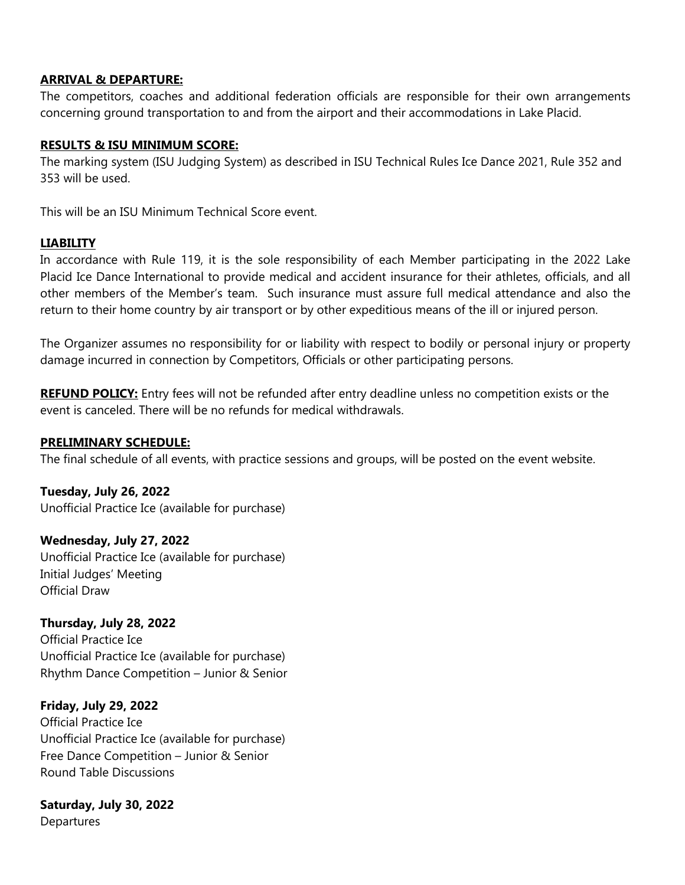**ARRIVAL & DEPARTURE:**

The competitors, coaches and additional federation officials are responsible for their own arrangements concerning ground transportation to and from the airport and their accommodations in Lake Placid.

**RESULTS & ISU MINIMUM SCORE:**

The marking system (ISU Judging System) as described in ISU Technical Rules Ice Dance 2021, Rule 352 and 353 will be used.

This will be an ISU Minimum Technical Score event.

**LIABILITY**

In accordance with Rule 119, it is the sole responsibility of each Member participating in the 2022 Lake Placid Ice Dance International to provide medical and accident insurance for their athletes, officials, and all other members of the Member's team. Such insurance must assure full medical attendance and also the return to their home country by air transport or by other expeditious means of the ill or injured person.

The Organizer assumes no responsibility for or liability with respect to bodily or personal injury or property damage incurred in connection by Competitors, Officials or other participating persons.

**REFUND POLICY:** Entry fees will not be refunded after entry deadline unless no competition exists or the event is canceled. There will be no refunds for medical withdrawals.

**PRELIMINARY SCHEDULE:**

The final schedule of all events, with practice sessions and groups, will be posted on the event website.

**Tuesday, July 26, 2022**
Unofficial Practice Ice (available for purchase)

**Wednesday, July 27, 2022**
Unofficial Practice Ice (available for purchase)
Initial Judges' Meeting
Official Draw

**Thursday, July 28, 2022**
Official Practice Ice
Unofficial Practice Ice (available for purchase)
Rhythm Dance Competition – Junior & Senior

**Friday, July 29, 2022**
Official Practice Ice
Unofficial Practice Ice (available for purchase)
Free Dance Competition – Junior & Senior
Round Table Discussions

**Saturday, July 30, 2022**
Departures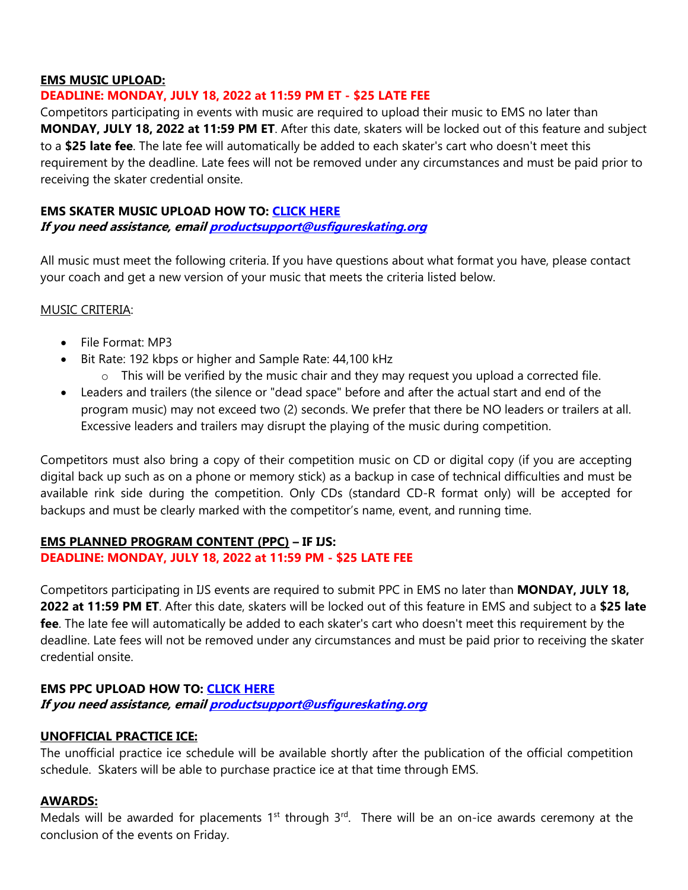**EMS MUSIC UPLOAD:**

**DEADLINE: MONDAY, JULY 18, 2022 at 11:59 PM ET - $25 LATE FEE**

Competitors participating in events with music are required to upload their music to EMS no later than **MONDAY, JULY 18, 2022 at 11:59 PM ET**. After this date, skaters will be locked out of this feature and subject to a **$25 late fee**. The late fee will automatically be added to each skater's cart who doesn't meet this requirement by the deadline. Late fees will not be removed under any circumstances and must be paid prior to receiving the skater credential onsite.

**EMS SKATER MUSIC UPLOAD HOW TO: CLICK HERE**

***If you need assistance, email productsupport@usfigureskating.org***

All music must meet the following criteria. If you have questions about what format you have, please contact your coach and get a new version of your music that meets the criteria listed below.

MUSIC CRITERIA:

- File Format: MP3
- Bit Rate: 192 kbps or higher and Sample Rate: 44,100 kHz
  - This will be verified by the music chair and they may request you upload a corrected file.
- Leaders and trailers (the silence or "dead space" before and after the actual start and end of the program music) may not exceed two (2) seconds. We prefer that there be NO leaders or trailers at all. Excessive leaders and trailers may disrupt the playing of the music during competition.

Competitors must also bring a copy of their competition music on CD or digital copy (if you are accepting digital back up such as on a phone or memory stick) as a backup in case of technical difficulties and must be available rink side during the competition. Only CDs (standard CD-R format only) will be accepted for backups and must be clearly marked with the competitor's name, event, and running time.

**EMS PLANNED PROGRAM CONTENT (PPC) – IF IJS:**

**DEADLINE: MONDAY, JULY 18, 2022 at 11:59 PM - $25 LATE FEE**

Competitors participating in IJS events are required to submit PPC in EMS no later than **MONDAY, JULY 18, 2022 at 11:59 PM ET**. After this date, skaters will be locked out of this feature in EMS and subject to a **$25 late fee**. The late fee will automatically be added to each skater's cart who doesn't meet this requirement by the deadline. Late fees will not be removed under any circumstances and must be paid prior to receiving the skater credential onsite.

**EMS PPC UPLOAD HOW TO: CLICK HERE**

***If you need assistance, email productsupport@usfigureskating.org***

**UNOFFICIAL PRACTICE ICE:**

The unofficial practice ice schedule will be available shortly after the publication of the official competition schedule. Skaters will be able to purchase practice ice at that time through EMS.

**AWARDS:**

Medals will be awarded for placements 1st through 3rd. There will be an on-ice awards ceremony at the conclusion of the events on Friday.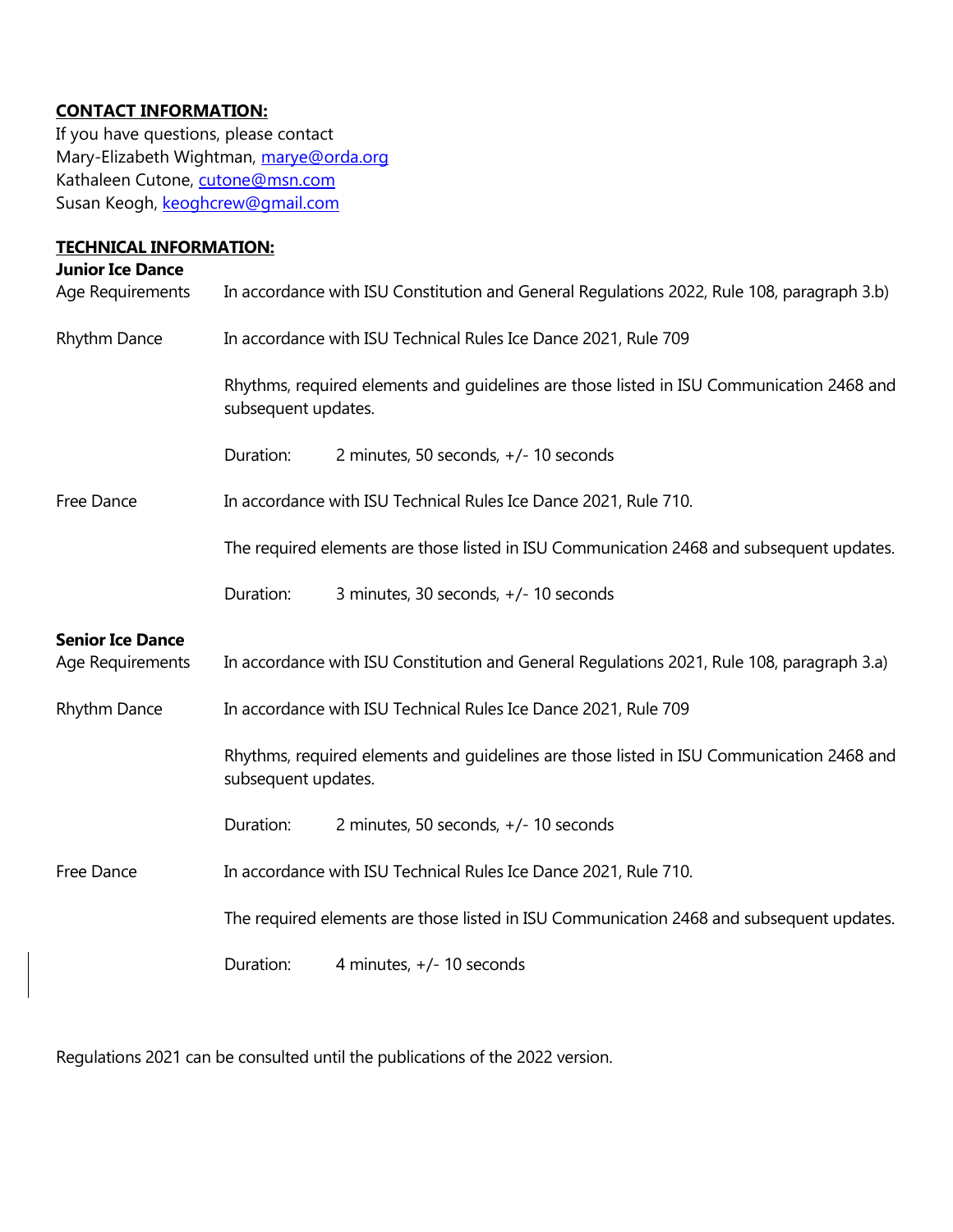**CONTACT INFORMATION:**

If you have questions, please contact
Mary-Elizabeth Wightman, marye@orda.org
Kathaleen Cutone, cutone@msn.com
Susan Keogh, keoghcrew@gmail.com

**TECHNICAL INFORMATION:**

**Junior Ice Dance**

Age Requirements — In accordance with ISU Constitution and General Regulations 2022, Rule 108, paragraph 3.b)

Rhythm Dance — In accordance with ISU Technical Rules Ice Dance 2021, Rule 709

Rhythms, required elements and guidelines are those listed in ISU Communication 2468 and subsequent updates.

Duration: 2 minutes, 50 seconds, +/- 10 seconds

Free Dance — In accordance with ISU Technical Rules Ice Dance 2021, Rule 710.

The required elements are those listed in ISU Communication 2468 and subsequent updates.

Duration: 3 minutes, 30 seconds, +/- 10 seconds

**Senior Ice Dance**

Age Requirements — In accordance with ISU Constitution and General Regulations 2021, Rule 108, paragraph 3.a)

Rhythm Dance — In accordance with ISU Technical Rules Ice Dance 2021, Rule 709

Rhythms, required elements and guidelines are those listed in ISU Communication 2468 and subsequent updates.

Duration: 2 minutes, 50 seconds, +/- 10 seconds

Free Dance — In accordance with ISU Technical Rules Ice Dance 2021, Rule 710.

The required elements are those listed in ISU Communication 2468 and subsequent updates.

Duration: 4 minutes, +/- 10 seconds

Regulations 2021 can be consulted until the publications of the 2022 version.